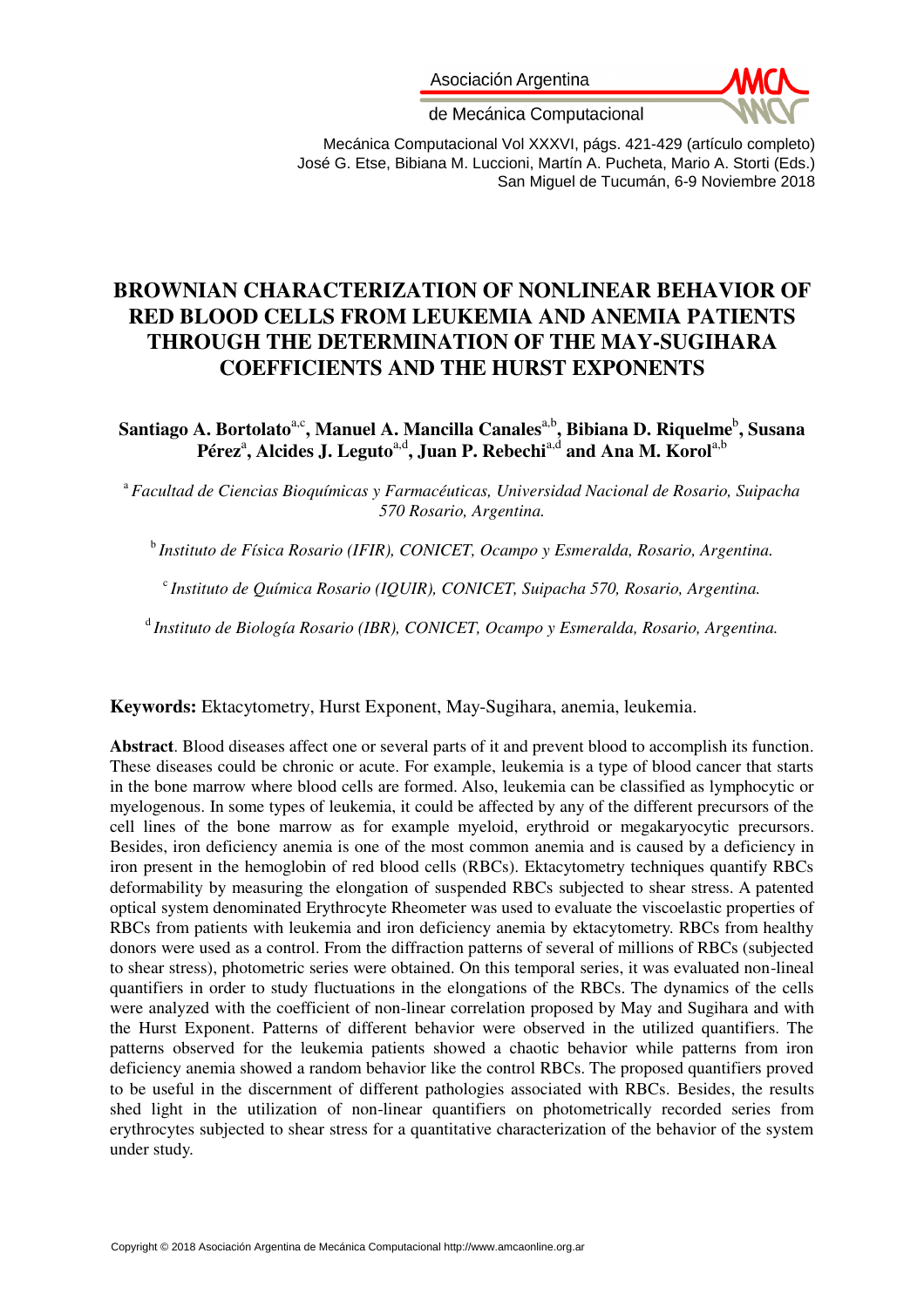# BROWNIAN CHARACTERIZATION OF NONLINEAR BEHAVIOR OF RED BLOOD CELLS FROM LEUKEMIA AND ANEMIA PATIENTS THROUGH THE DETERMINATION OF THE MAY-SUGIHARA COEFFICIENTS AND THE HURST EXPONENTS

**Santiago A. Bortolato**[a,c]**, Manuel A. Mancilla Canales**[a,b]**, Bibiana D. Riquelme**[b]**, Susana Pérez**[a]**, Alcides J. Leguto**[a,d]**, Juan P. Rebechi**[a,d] **and Ana M. Korol**[a,b]

[a] *Facultad de Ciencias Bioquímicas y Farmacéuticas, Universidad Nacional de Rosario, Suipacha 570 Rosario, Argentina.*

[b] *Instituto de Física Rosario (IFIR), CONICET, Ocampo y Esmeralda, Rosario, Argentina.*

[c] *Instituto de Química Rosario (IQUIR), CONICET, Suipacha 570, Rosario, Argentina.*

[d] *Instituto de Biología Rosario (IBR), CONICET, Ocampo y Esmeralda, Rosario, Argentina.*

**Keywords:** Ektacytometry, Hurst Exponent, May-Sugihara, anemia, leukemia.

**Abstract**. Blood diseases affect one or several parts of it and prevent blood to accomplish its function. These diseases could be chronic or acute. For example, leukemia is a type of blood cancer that starts in the bone marrow where blood cells are formed. Also, leukemia can be classified as lymphocytic or myelogenous. In some types of leukemia, it could be affected by any of the different precursors of the cell lines of the bone marrow as for example myeloid, erythroid or megakaryocytic precursors. Besides, iron deficiency anemia is one of the most common anemia and is caused by a deficiency in iron present in the hemoglobin of red blood cells (RBCs). Ektacytometry techniques quantify RBCs deformability by measuring the elongation of suspended RBCs subjected to shear stress. A patented optical system denominated Erythrocyte Rheometer was used to evaluate the viscoelastic properties of RBCs from patients with leukemia and iron deficiency anemia by ektacytometry. RBCs from healthy donors were used as a control. From the diffraction patterns of several of millions of RBCs (subjected to shear stress), photometric series were obtained. On this temporal series, it was evaluated non-lineal quantifiers in order to study fluctuations in the elongations of the RBCs. The dynamics of the cells were analyzed with the coefficient of non-linear correlation proposed by May and Sugihara and with the Hurst Exponent. Patterns of different behavior were observed in the utilized quantifiers. The patterns observed for the leukemia patients showed a chaotic behavior while patterns from iron deficiency anemia showed a random behavior like the control RBCs. The proposed quantifiers proved to be useful in the discernment of different pathologies associated with RBCs. Besides, the results shed light in the utilization of non-linear quantifiers on photometrically recorded series from erythrocytes subjected to shear stress for a quantitative characterization of the behavior of the system under study.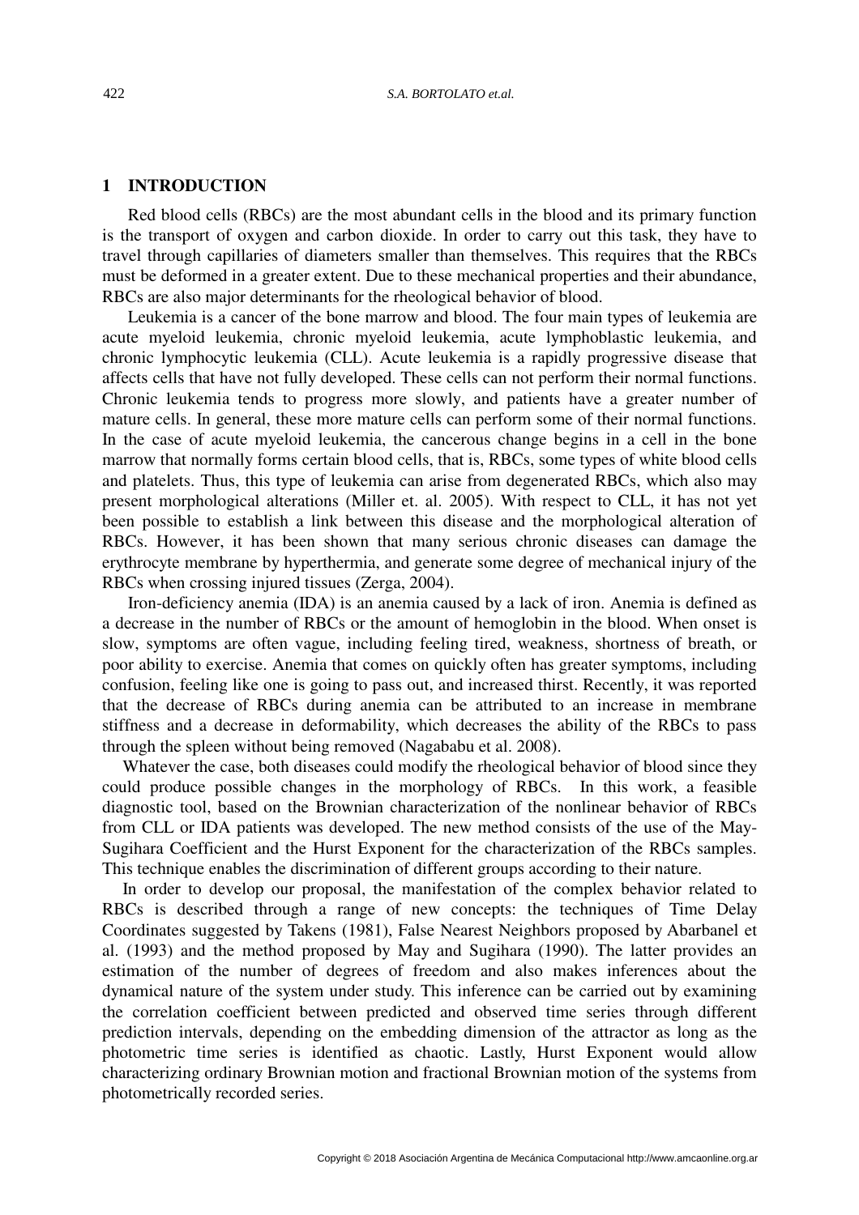## 1 INTRODUCTION

Red blood cells (RBCs) are the most abundant cells in the blood and its primary function is the transport of oxygen and carbon dioxide. In order to carry out this task, they have to travel through capillaries of diameters smaller than themselves. This requires that the RBCs must be deformed in a greater extent. Due to these mechanical properties and their abundance, RBCs are also major determinants for the rheological behavior of blood.

Leukemia is a cancer of the bone marrow and blood. The four main types of leukemia are acute myeloid leukemia, chronic myeloid leukemia, acute lymphoblastic leukemia, and chronic lymphocytic leukemia (CLL). Acute leukemia is a rapidly progressive disease that affects cells that have not fully developed. These cells can not perform their normal functions. Chronic leukemia tends to progress more slowly, and patients have a greater number of mature cells. In general, these more mature cells can perform some of their normal functions. In the case of acute myeloid leukemia, the cancerous change begins in a cell in the bone marrow that normally forms certain blood cells, that is, RBCs, some types of white blood cells and platelets. Thus, this type of leukemia can arise from degenerated RBCs, which also may present morphological alterations (Miller et. al. 2005). With respect to CLL, it has not yet been possible to establish a link between this disease and the morphological alteration of RBCs. However, it has been shown that many serious chronic diseases can damage the erythrocyte membrane by hyperthermia, and generate some degree of mechanical injury of the RBCs when crossing injured tissues (Zerga, 2004).

Iron-deficiency anemia (IDA) is an anemia caused by a lack of iron. Anemia is defined as a decrease in the number of RBCs or the amount of hemoglobin in the blood. When onset is slow, symptoms are often vague, including feeling tired, weakness, shortness of breath, or poor ability to exercise. Anemia that comes on quickly often has greater symptoms, including confusion, feeling like one is going to pass out, and increased thirst. Recently, it was reported that the decrease of RBCs during anemia can be attributed to an increase in membrane stiffness and a decrease in deformability, which decreases the ability of the RBCs to pass through the spleen without being removed (Nagababu et al. 2008).

Whatever the case, both diseases could modify the rheological behavior of blood since they could produce possible changes in the morphology of RBCs. In this work, a feasible diagnostic tool, based on the Brownian characterization of the nonlinear behavior of RBCs from CLL or IDA patients was developed. The new method consists of the use of the May-Sugihara Coefficient and the Hurst Exponent for the characterization of the RBCs samples. This technique enables the discrimination of different groups according to their nature.

In order to develop our proposal, the manifestation of the complex behavior related to RBCs is described through a range of new concepts: the techniques of Time Delay Coordinates suggested by Takens (1981), False Nearest Neighbors proposed by Abarbanel et al. (1993) and the method proposed by May and Sugihara (1990). The latter provides an estimation of the number of degrees of freedom and also makes inferences about the dynamical nature of the system under study. This inference can be carried out by examining the correlation coefficient between predicted and observed time series through different prediction intervals, depending on the embedding dimension of the attractor as long as the photometric time series is identified as chaotic. Lastly, Hurst Exponent would allow characterizing ordinary Brownian motion and fractional Brownian motion of the systems from photometrically recorded series.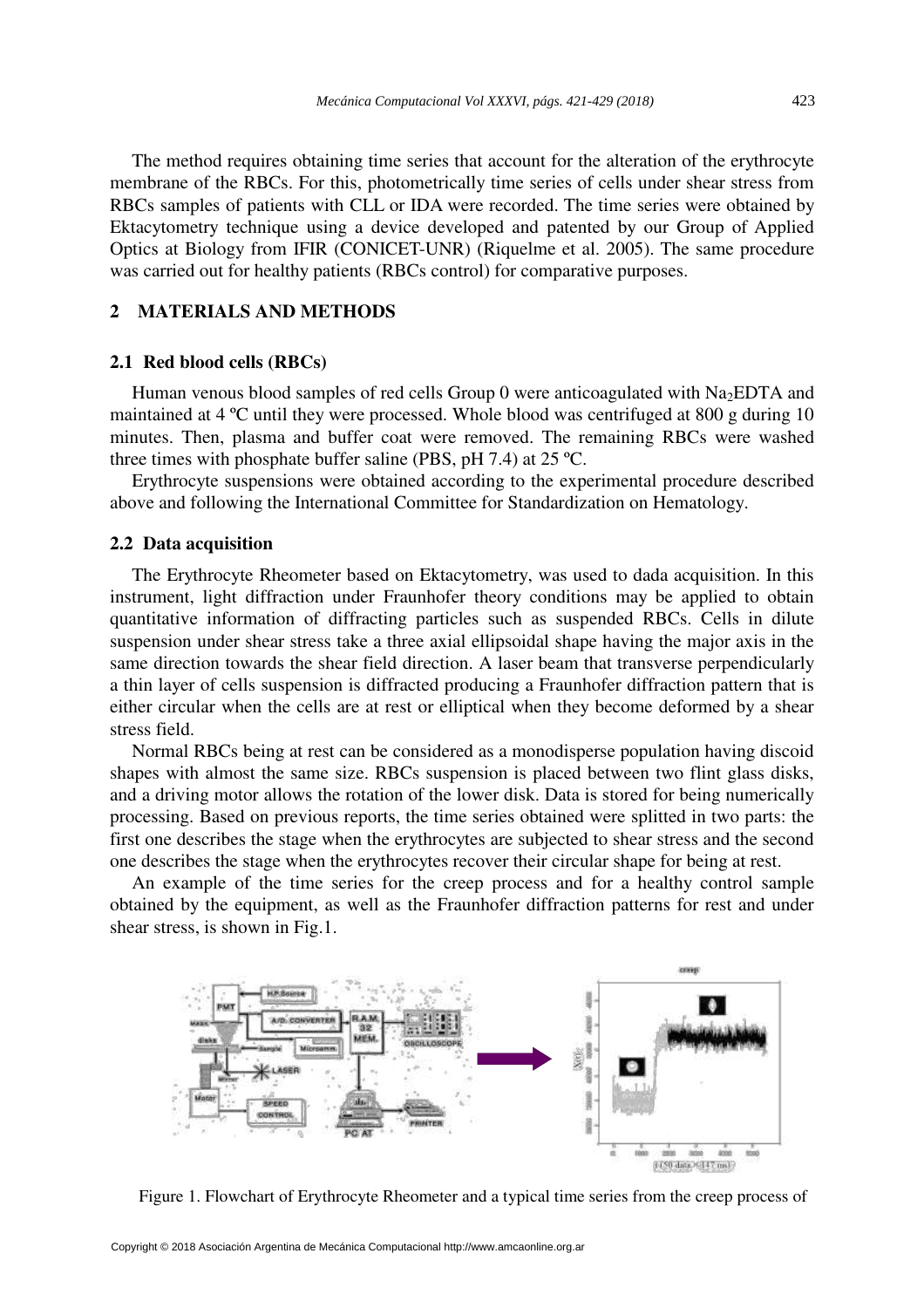The method requires obtaining time series that account for the alteration of the erythrocyte membrane of the RBCs. For this, photometrically time series of cells under shear stress from RBCs samples of patients with CLL or IDA were recorded. The time series were obtained by Ektacytometry technique using a device developed and patented by our Group of Applied Optics at Biology from IFIR (CONICET-UNR) (Riquelme et al. 2005). The same procedure was carried out for healthy patients (RBCs control) for comparative purposes.

## 2 MATERIALS AND METHODS

### 2.1 Red blood cells (RBCs)

Human venous blood samples of red cells Group 0 were anticoagulated with $Na_2EDTA$ and maintained at 4 ºC until they were processed. Whole blood was centrifuged at 800 g during 10 minutes. Then, plasma and buffer coat were removed. The remaining RBCs were washed three times with phosphate buffer saline (PBS, pH 7.4) at 25 ºC.

Erythrocyte suspensions were obtained according to the experimental procedure described above and following the International Committee for Standardization on Hematology.

### 2.2 Data acquisition

The Erythrocyte Rheometer based on Ektacytometry, was used to dada acquisition. In this instrument, light diffraction under Fraunhofer theory conditions may be applied to obtain quantitative information of diffracting particles such as suspended RBCs. Cells in dilute suspension under shear stress take a three axial ellipsoidal shape having the major axis in the same direction towards the shear field direction. A laser beam that transverse perpendicularly a thin layer of cells suspension is diffracted producing a Fraunhofer diffraction pattern that is either circular when the cells are at rest or elliptical when they become deformed by a shear stress field.

Normal RBCs being at rest can be considered as a monodisperse population having discoid shapes with almost the same size. RBCs suspension is placed between two flint glass disks, and a driving motor allows the rotation of the lower disk. Data is stored for being numerically processing. Based on previous reports, the time series obtained were splitted in two parts: the first one describes the stage when the erythrocytes are subjected to shear stress and the second one describes the stage when the erythrocytes recover their circular shape for being at rest.

An example of the time series for the creep process and for a healthy control sample obtained by the equipment, as well as the Fraunhofer diffraction patterns for rest and under shear stress, is shown in Fig.1.

Figure 1. Flowchart of Erythrocyte Rheometer and a typical time series from the creep process of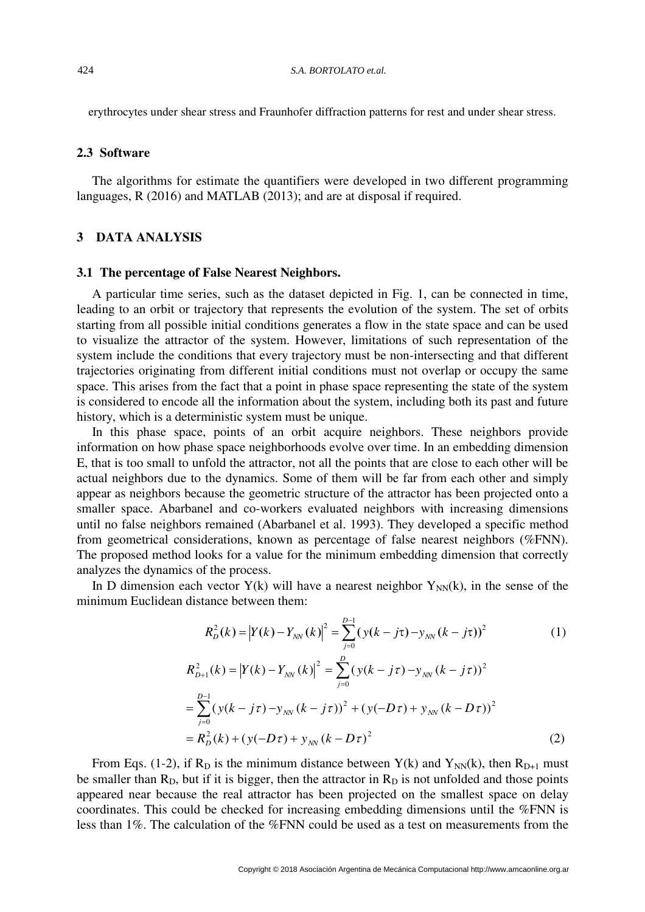erythrocytes under shear stress and Fraunhofer diffraction patterns for rest and under shear stress.

### 2.3 Software

The algorithms for estimate the quantifiers were developed in two different programming languages, R (2016) and MATLAB (2013); and are at disposal if required.

## 3 DATA ANALYSIS

### 3.1 The percentage of False Nearest Neighbors.

A particular time series, such as the dataset depicted in Fig. 1, can be connected in time, leading to an orbit or trajectory that represents the evolution of the system. The set of orbits starting from all possible initial conditions generates a flow in the state space and can be used to visualize the attractor of the system. However, limitations of such representation of the system include the conditions that every trajectory must be non-intersecting and that different trajectories originating from different initial conditions must not overlap or occupy the same space. This arises from the fact that a point in phase space representing the state of the system is considered to encode all the information about the system, including both its past and future history, which is a deterministic system must be unique.

In this phase space, points of an orbit acquire neighbors. These neighbors provide information on how phase space neighborhoods evolve over time. In an embedding dimension E, that is too small to unfold the attractor, not all the points that are close to each other will be actual neighbors due to the dynamics. Some of them will be far from each other and simply appear as neighbors because the geometric structure of the attractor has been projected onto a smaller space. Abarbanel and co-workers evaluated neighbors with increasing dimensions until no false neighbors remained (Abarbanel et al. 1993). They developed a specific method from geometrical considerations, known as percentage of false nearest neighbors (%FNN). The proposed method looks for a value for the minimum embedding dimension that correctly analyzes the dynamics of the process.

In D dimension each vector $Y(k)$ will have a nearest neighbor $Y_{NN}(k)$, in the sense of the minimum Euclidean distance between them:

$$R_D^2(k) = \left|Y(k) - Y_{NN}(k)\right|^2 = \sum_{j=0}^{D-1} (y(k-j\tau) - y_{NN}(k-j\tau))^2 \tag{1}$$

$$\begin{aligned} R_{D+1}^2(k) &= \left|Y(k) - Y_{NN}(k)\right|^2 = \sum_{j=0}^{D} (y(k-j\tau) - y_{NN}(k-j\tau))^2 \\ &= \sum_{j=0}^{D-1} (y(k-j\tau) - y_{NN}(k-j\tau))^2 + (y(-D\tau) + y_{NN}(k-D\tau))^2 \\ &= R_D^2(k) + (y(-D\tau) + y_{NN}(k-D\tau)^2 \end{aligned} \tag{2}$$

From Eqs. (1-2), if $R_D$ is the minimum distance between $Y(k)$ and $Y_{NN}(k)$, then $R_{D+1}$ must be smaller than $R_D$, but if it is bigger, then the attractor in $R_D$ is not unfolded and those points appeared near because the real attractor has been projected on the smallest space on delay coordinates. This could be checked for increasing embedding dimensions until the %FNN is less than 1%. The calculation of the %FNN could be used as a test on measurements from the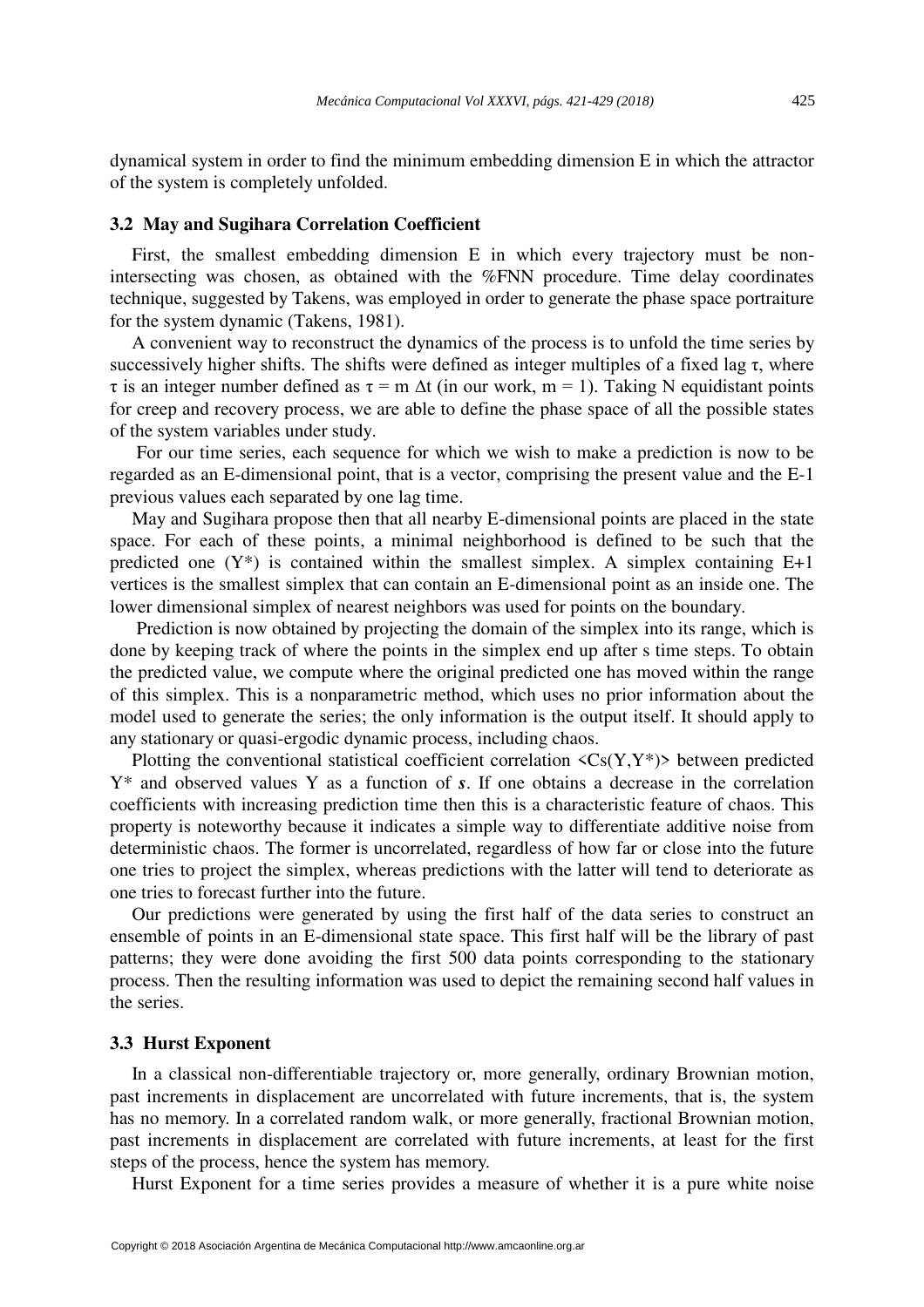dynamical system in order to find the minimum embedding dimension E in which the attractor of the system is completely unfolded.

### 3.2 May and Sugihara Correlation Coefficient

First, the smallest embedding dimension E in which every trajectory must be non-intersecting was chosen, as obtained with the %FNN procedure. Time delay coordinates technique, suggested by Takens, was employed in order to generate the phase space portraiture for the system dynamic (Takens, 1981).

A convenient way to reconstruct the dynamics of the process is to unfold the time series by successively higher shifts. The shifts were defined as integer multiples of a fixed lag $\tau$, where $\tau$ is an integer number defined as $\tau = m\,\Delta t$ (in our work, $m = 1$). Taking N equidistant points for creep and recovery process, we are able to define the phase space of all the possible states of the system variables under study.

For our time series, each sequence for which we wish to make a prediction is now to be regarded as an E-dimensional point, that is a vector, comprising the present value and the E-1 previous values each separated by one lag time.

May and Sugihara propose then that all nearby E-dimensional points are placed in the state space. For each of these points, a minimal neighborhood is defined to be such that the predicted one ($Y^*$) is contained within the smallest simplex. A simplex containing E+1 vertices is the smallest simplex that can contain an E-dimensional point as an inside one. The lower dimensional simplex of nearest neighbors was used for points on the boundary.

Prediction is now obtained by projecting the domain of the simplex into its range, which is done by keeping track of where the points in the simplex end up after s time steps. To obtain the predicted value, we compute where the original predicted one has moved within the range of this simplex. This is a nonparametric method, which uses no prior information about the model used to generate the series; the only information is the output itself. It should apply to any stationary or quasi-ergodic dynamic process, including chaos.

Plotting the conventional statistical coefficient correlation $\langle Cs(Y,Y^*)\rangle$ between predicted $Y^*$ and observed values Y as a function of ***s***. If one obtains a decrease in the correlation coefficients with increasing prediction time then this is a characteristic feature of chaos. This property is noteworthy because it indicates a simple way to differentiate additive noise from deterministic chaos. The former is uncorrelated, regardless of how far or close into the future one tries to project the simplex, whereas predictions with the latter will tend to deteriorate as one tries to forecast further into the future.

Our predictions were generated by using the first half of the data series to construct an ensemble of points in an E-dimensional state space. This first half will be the library of past patterns; they were done avoiding the first 500 data points corresponding to the stationary process. Then the resulting information was used to depict the remaining second half values in the series.

### 3.3 Hurst Exponent

In a classical non-differentiable trajectory or, more generally, ordinary Brownian motion, past increments in displacement are uncorrelated with future increments, that is, the system has no memory. In a correlated random walk, or more generally, fractional Brownian motion, past increments in displacement are correlated with future increments, at least for the first steps of the process, hence the system has memory.

Hurst Exponent for a time series provides a measure of whether it is a pure white noise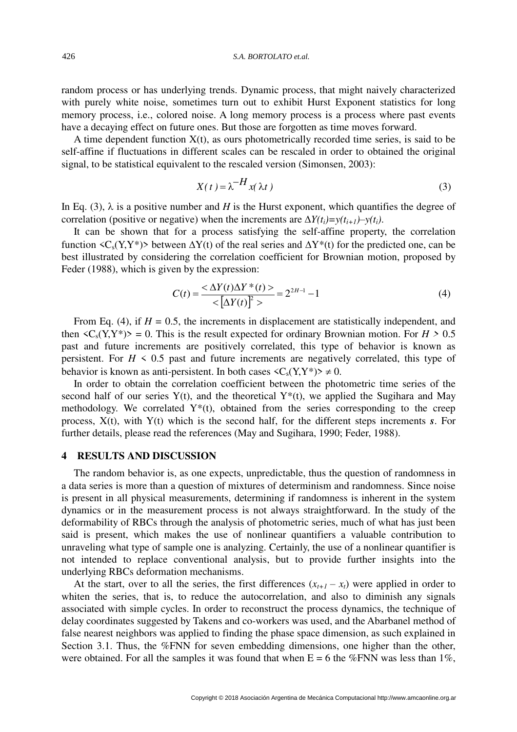random process or has underlying trends. Dynamic process, that might naively characterized with purely white noise, sometimes turn out to exhibit Hurst Exponent statistics for long memory process, i.e., colored noise. A long memory process is a process where past events have a decaying effect on future ones. But those are forgotten as time moves forward.

A time dependent function X(t), as ours photometrically recorded time series, is said to be self-affine if fluctuations in different scales can be rescaled in order to obtained the original signal, to be statistical equivalent to the rescaled version (Simonsen, 2003):

$$X(t) = \lambda^{-H} x(\lambda t) \tag{3}$$

In Eq. (3), $\lambda$ is a positive number and $H$ is the Hurst exponent, which quantifies the degree of correlation (positive or negative) when the increments are $\Delta Y(t_i)=y(t_{i+1})-y(t_i)$.

It can be shown that for a process satisfying the self-affine property, the correlation function $<C_s(Y,Y^*)>$ between $\Delta Y(t)$ of the real series and $\Delta Y^*(t)$ for the predicted one, can be best illustrated by considering the correlation coefficient for Brownian motion, proposed by Feder (1988), which is given by the expression:

$$C(t) = \frac{<\Delta Y(t)\Delta Y^*(t)>}{<\left[\Delta Y(t)\right]^2>} = 2^{2H-1} - 1 \tag{4}$$

From Eq. (4), if $H = 0.5$, the increments in displacement are statistically independent, and then $<C_s(Y,Y^*)> = 0$. This is the result expected for ordinary Brownian motion. For $H > 0.5$ past and future increments are positively correlated, this type of behavior is known as persistent. For $H < 0.5$ past and future increments are negatively correlated, this type of behavior is known as anti-persistent. In both cases $<C_s(Y,Y^*)> \neq 0$.

In order to obtain the correlation coefficient between the photometric time series of the second half of our series Y(t), and the theoretical Y\*(t), we applied the Sugihara and May methodology. We correlated Y\*(t), obtained from the series corresponding to the creep process, X(t), with Y(t) which is the second half, for the different steps increments ***s***. For further details, please read the references (May and Sugihara, 1990; Feder, 1988).

## 4 RESULTS AND DISCUSSION

The random behavior is, as one expects, unpredictable, thus the question of randomness in a data series is more than a question of mixtures of determinism and randomness. Since noise is present in all physical measurements, determining if randomness is inherent in the system dynamics or in the measurement process is not always straightforward. In the study of the deformability of RBCs through the analysis of photometric series, much of what has just been said is present, which makes the use of nonlinear quantifiers a valuable contribution to unraveling what type of sample one is analyzing. Certainly, the use of a nonlinear quantifier is not intended to replace conventional analysis, but to provide further insights into the underlying RBCs deformation mechanisms.

At the start, over to all the series, the first differences $(x_{t+1} - x_t)$ were applied in order to whiten the series, that is, to reduce the autocorrelation, and also to diminish any signals associated with simple cycles. In order to reconstruct the process dynamics, the technique of delay coordinates suggested by Takens and co-workers was used, and the Abarbanel method of false nearest neighbors was applied to finding the phase space dimension, as such explained in Section 3.1. Thus, the %FNN for seven embedding dimensions, one higher than the other, were obtained. For all the samples it was found that when E = 6 the %FNN was less than 1%,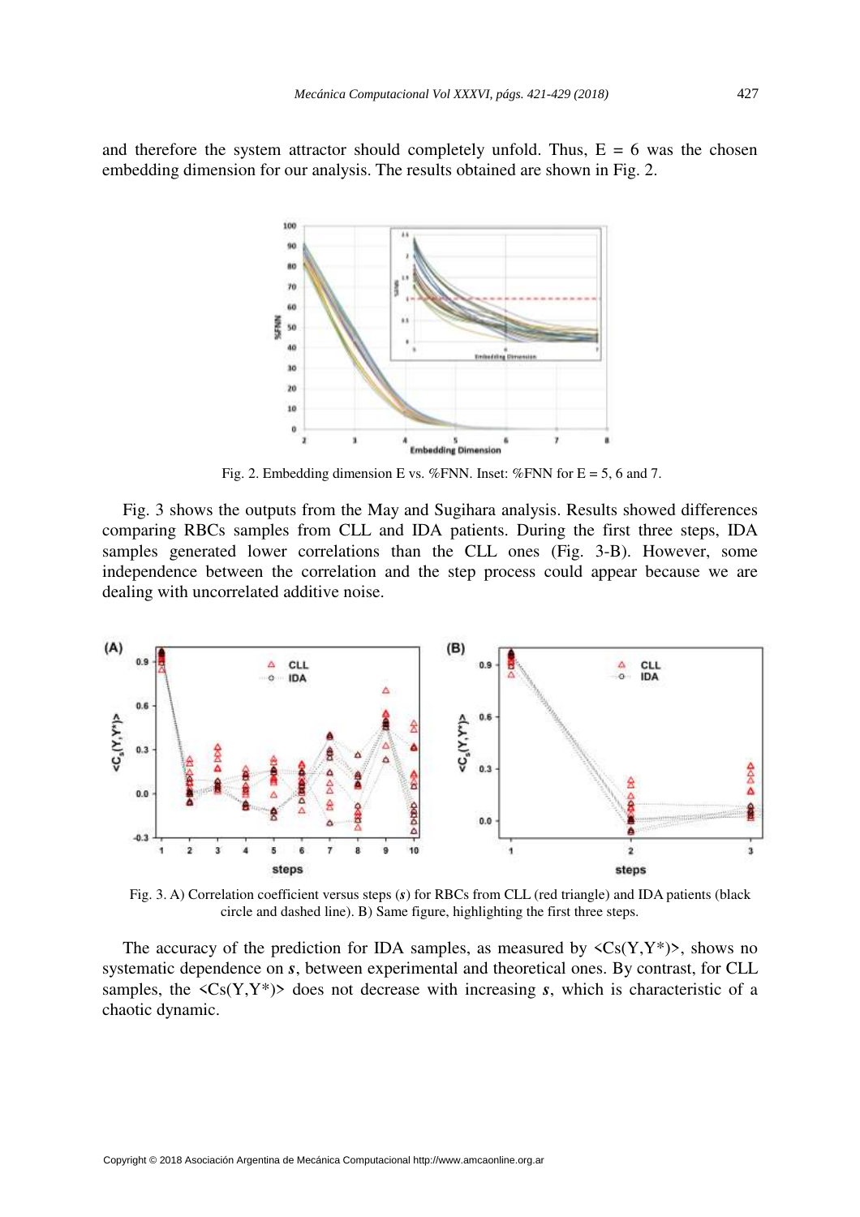and therefore the system attractor should completely unfold. Thus, E = 6 was the chosen embedding dimension for our analysis. The results obtained are shown in Fig. 2.

Fig. 2. Embedding dimension E vs. %FNN. Inset: %FNN for E = 5, 6 and 7.

Fig. 3 shows the outputs from the May and Sugihara analysis. Results showed differences comparing RBCs samples from CLL and IDA patients. During the first three steps, IDA samples generated lower correlations than the CLL ones (Fig. 3-B). However, some independence between the correlation and the step process could appear because we are dealing with uncorrelated additive noise.

Fig. 3. A) Correlation coefficient versus steps (***s***) for RBCs from CLL (red triangle) and IDA patients (black circle and dashed line). B) Same figure, highlighting the first three steps.

The accuracy of the prediction for IDA samples, as measured by <Cs(Y,Y*)>, shows no systematic dependence on ***s***, between experimental and theoretical ones. By contrast, for CLL samples, the <Cs(Y,Y*)> does not decrease with increasing ***s***, which is characteristic of a chaotic dynamic.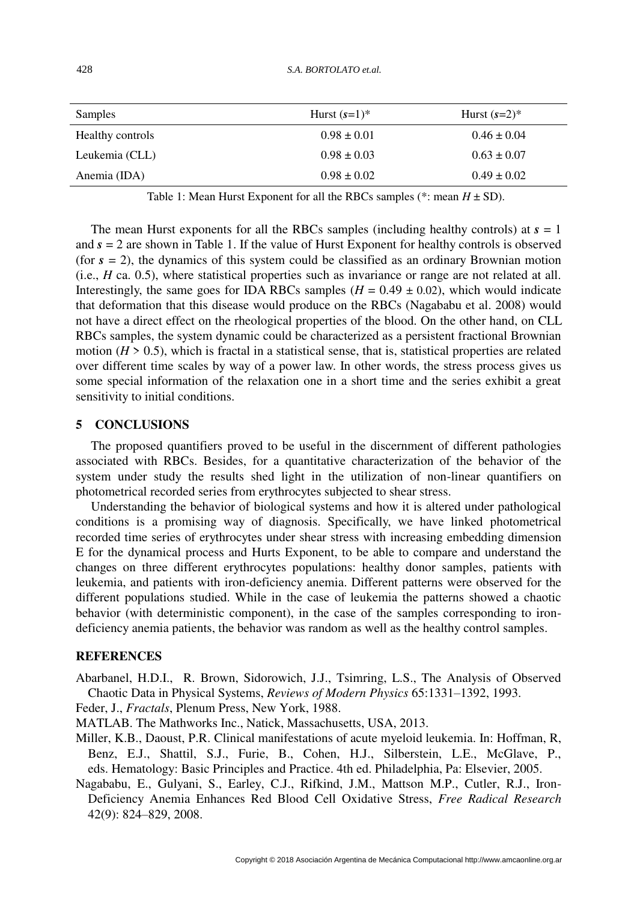| Samples | Hurst ($s$=1)* | Hurst ($s$=2)* |
|---|---|---|
| Healthy controls | 0.98 ± 0.01 | 0.46 ± 0.04 |
| Leukemia (CLL) | 0.98 ± 0.03 | 0.63 ± 0.07 |
| Anemia (IDA) | 0.98 ± 0.02 | 0.49 ± 0.02 |

Table 1: Mean Hurst Exponent for all the RBCs samples (*: mean $H$ ± SD).

The mean Hurst exponents for all the RBCs samples (including healthy controls) at $s = 1$ and $s = 2$ are shown in Table 1. If the value of Hurst Exponent for healthy controls is observed (for $s = 2$), the dynamics of this system could be classified as an ordinary Brownian motion (i.e., $H$ ca. 0.5), where statistical properties such as invariance or range are not related at all. Interestingly, the same goes for IDA RBCs samples ($H = 0.49 \pm 0.02$), which would indicate that deformation that this disease would produce on the RBCs (Nagababu et al. 2008) would not have a direct effect on the rheological properties of the blood. On the other hand, on CLL RBCs samples, the system dynamic could be characterized as a persistent fractional Brownian motion ($H > 0.5$), which is fractal in a statistical sense, that is, statistical properties are related over different time scales by way of a power law. In other words, the stress process gives us some special information of the relaxation one in a short time and the series exhibit a great sensitivity to initial conditions.

## 5 CONCLUSIONS

The proposed quantifiers proved to be useful in the discernment of different pathologies associated with RBCs. Besides, for a quantitative characterization of the behavior of the system under study the results shed light in the utilization of non-linear quantifiers on photometrical recorded series from erythrocytes subjected to shear stress.

Understanding the behavior of biological systems and how it is altered under pathological conditions is a promising way of diagnosis. Specifically, we have linked photometrical recorded time series of erythrocytes under shear stress with increasing embedding dimension E for the dynamical process and Hurts Exponent, to be able to compare and understand the changes on three different erythrocytes populations: healthy donor samples, patients with leukemia, and patients with iron-deficiency anemia. Different patterns were observed for the different populations studied. While in the case of leukemia the patterns showed a chaotic behavior (with deterministic component), in the case of the samples corresponding to iron-deficiency anemia patients, the behavior was random as well as the healthy control samples.

## REFERENCES

Abarbanel, H.D.I., R. Brown, Sidorowich, J.J., Tsimring, L.S., The Analysis of Observed Chaotic Data in Physical Systems, *Reviews of Modern Physics* 65:1331–1392, 1993.

Feder, J., *Fractals*, Plenum Press, New York, 1988.

MATLAB. The Mathworks Inc., Natick, Massachusetts, USA, 2013.

Miller, K.B., Daoust, P.R. Clinical manifestations of acute myeloid leukemia. In: Hoffman, R, Benz, E.J., Shattil, S.J., Furie, B., Cohen, H.J., Silberstein, L.E., McGlave, P., eds. Hematology: Basic Principles and Practice. 4th ed. Philadelphia, Pa: Elsevier, 2005.

Nagababu, E., Gulyani, S., Earley, C.J., Rifkind, J.M., Mattson M.P., Cutler, R.J., Iron-Deficiency Anemia Enhances Red Blood Cell Oxidative Stress, *Free Radical Research* 42(9): 824–829, 2008.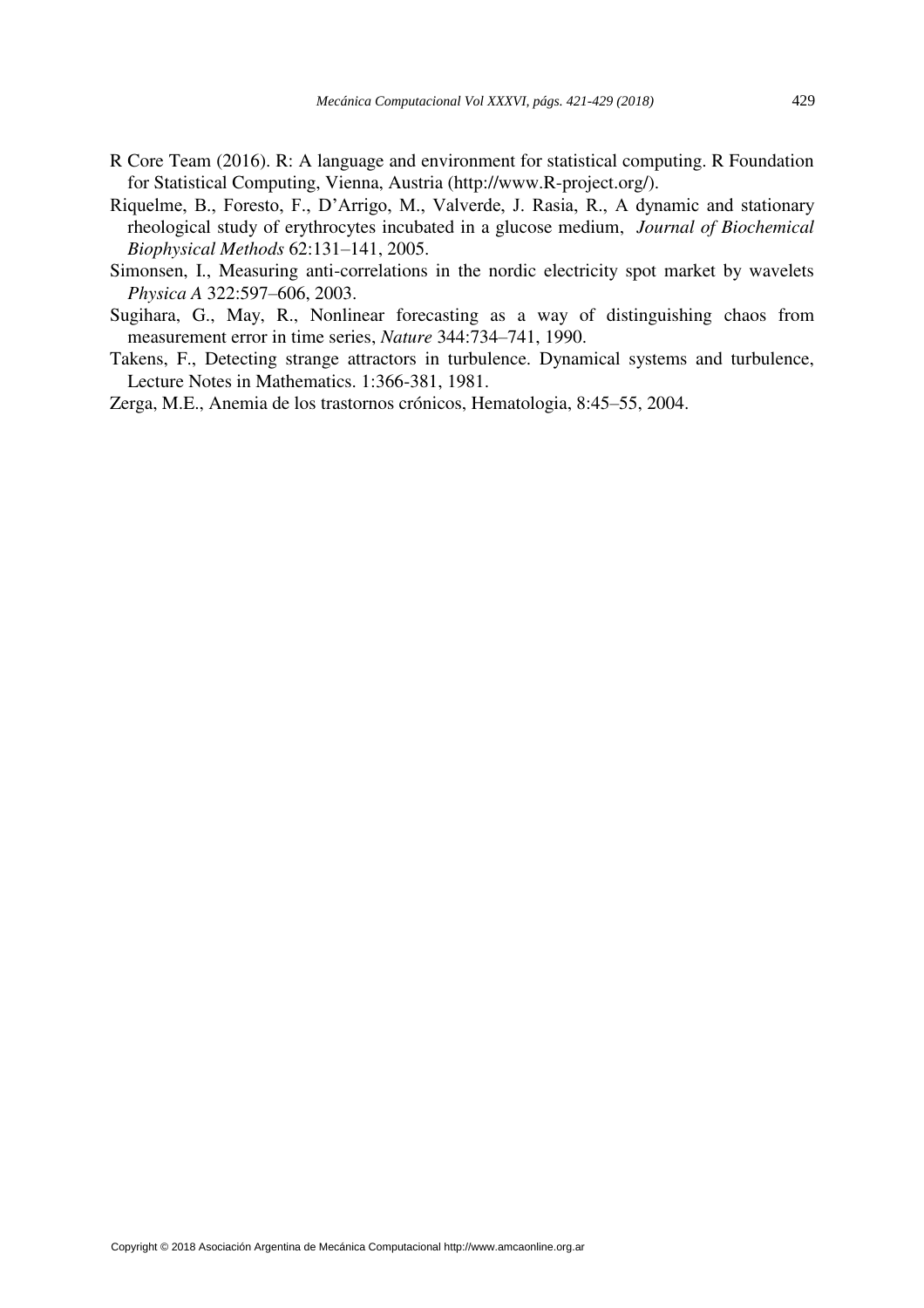R Core Team (2016). R: A language and environment for statistical computing. R Foundation for Statistical Computing, Vienna, Austria (http://www.R-project.org/).

Riquelme, B., Foresto, F., D'Arrigo, M., Valverde, J. Rasia, R., A dynamic and stationary rheological study of erythrocytes incubated in a glucose medium, *Journal of Biochemical Biophysical Methods* 62:131–141, 2005.

Simonsen, I., Measuring anti-correlations in the nordic electricity spot market by wavelets *Physica A* 322:597–606, 2003.

Sugihara, G., May, R., Nonlinear forecasting as a way of distinguishing chaos from measurement error in time series, *Nature* 344:734–741, 1990.

Takens, F., Detecting strange attractors in turbulence. Dynamical systems and turbulence, Lecture Notes in Mathematics. 1:366-381, 1981.

Zerga, M.E., Anemia de los trastornos crónicos, Hematologia, 8:45–55, 2004.